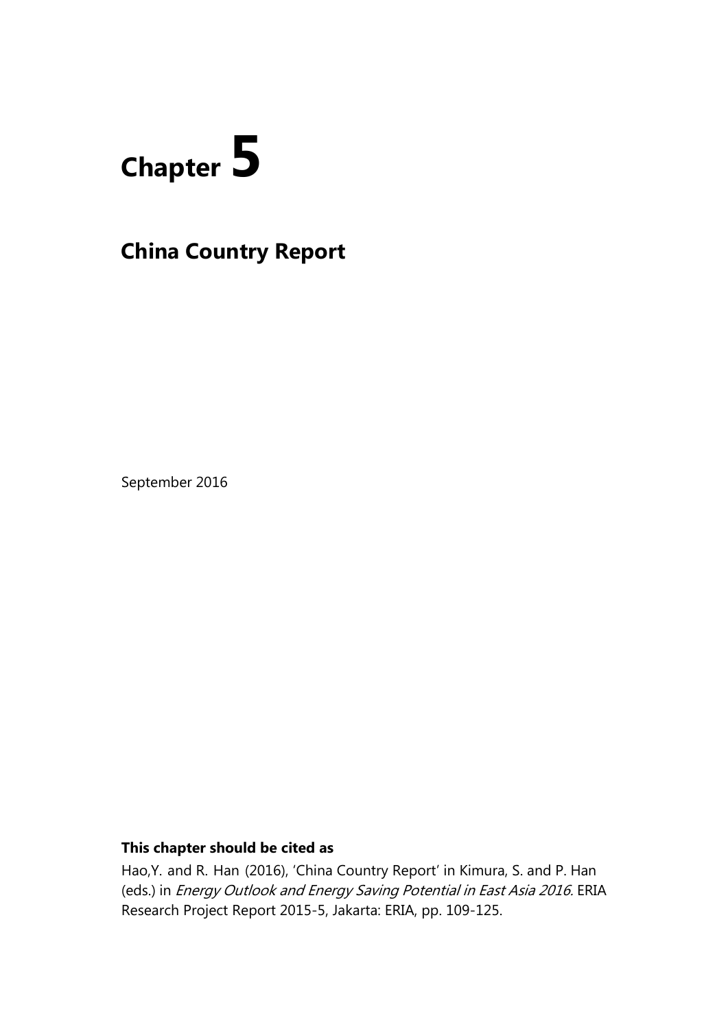# Chapter 5

## China Country Report

September 2016

**This chapter should be cited as**

Hao,Y. and R. Han (2016), 'China Country Report' in Kimura, S. and P. Han (eds.) in *Energy Outlook and Energy Saving Potential in East Asia 2016.* ERIA Research Project Report 2015-5, Jakarta: ERIA, pp. 109-125.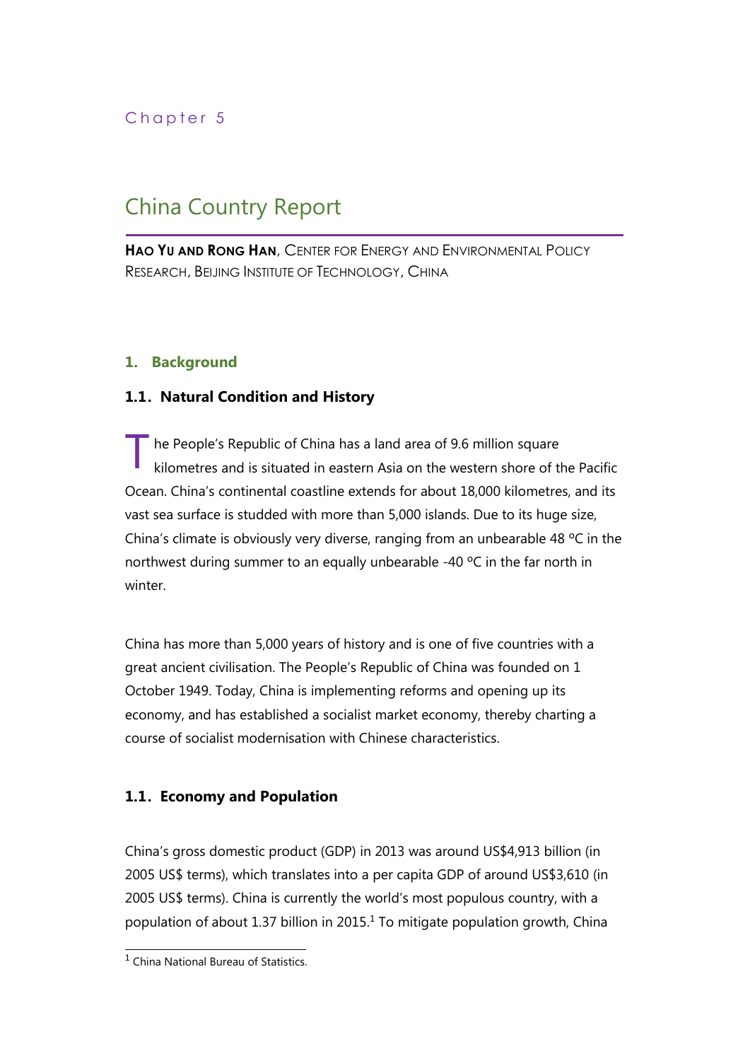Chapter 5

# China Country Report

**HAO YU AND RONG HAN**, CENTER FOR ENERGY AND ENVIRONMENTAL POLICY RESEARCH, BEIJING INSTITUTE OF TECHNOLOGY, CHINA

## 1. Background

### 1.1. Natural Condition and History

The People's Republic of China has a land area of 9.6 million square kilometres and is situated in eastern Asia on the western shore of the Pacific Ocean. China's continental coastline extends for about 18,000 kilometres, and its vast sea surface is studded with more than 5,000 islands. Due to its huge size, China's climate is obviously very diverse, ranging from an unbearable 48 ºC in the northwest during summer to an equally unbearable -40 ºC in the far north in winter.

China has more than 5,000 years of history and is one of five countries with a great ancient civilisation. The People's Republic of China was founded on 1 October 1949. Today, China is implementing reforms and opening up its economy, and has established a socialist market economy, thereby charting a course of socialist modernisation with Chinese characteristics.

### 1.1. Economy and Population

China's gross domestic product (GDP) in 2013 was around US$4,913 billion (in 2005 US$ terms), which translates into a per capita GDP of around US$3,610 (in 2005 US$ terms). China is currently the world's most populous country, with a population of about 1.37 billion in 2015.[1] To mitigate population growth, China

[1] China National Bureau of Statistics.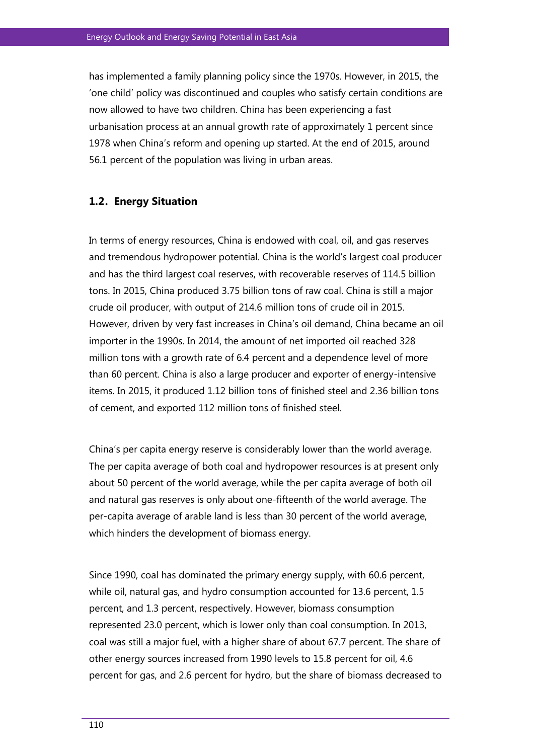has implemented a family planning policy since the 1970s. However, in 2015, the 'one child' policy was discontinued and couples who satisfy certain conditions are now allowed to have two children. China has been experiencing a fast urbanisation process at an annual growth rate of approximately 1 percent since 1978 when China's reform and opening up started. At the end of 2015, around 56.1 percent of the population was living in urban areas.

### 1.2. Energy Situation

In terms of energy resources, China is endowed with coal, oil, and gas reserves and tremendous hydropower potential. China is the world's largest coal producer and has the third largest coal reserves, with recoverable reserves of 114.5 billion tons. In 2015, China produced 3.75 billion tons of raw coal. China is still a major crude oil producer, with output of 214.6 million tons of crude oil in 2015. However, driven by very fast increases in China's oil demand, China became an oil importer in the 1990s. In 2014, the amount of net imported oil reached 328 million tons with a growth rate of 6.4 percent and a dependence level of more than 60 percent. China is also a large producer and exporter of energy-intensive items. In 2015, it produced 1.12 billion tons of finished steel and 2.36 billion tons of cement, and exported 112 million tons of finished steel.

China's per capita energy reserve is considerably lower than the world average. The per capita average of both coal and hydropower resources is at present only about 50 percent of the world average, while the per capita average of both oil and natural gas reserves is only about one-fifteenth of the world average. The per-capita average of arable land is less than 30 percent of the world average, which hinders the development of biomass energy.

Since 1990, coal has dominated the primary energy supply, with 60.6 percent, while oil, natural gas, and hydro consumption accounted for 13.6 percent, 1.5 percent, and 1.3 percent, respectively. However, biomass consumption represented 23.0 percent, which is lower only than coal consumption. In 2013, coal was still a major fuel, with a higher share of about 67.7 percent. The share of other energy sources increased from 1990 levels to 15.8 percent for oil, 4.6 percent for gas, and 2.6 percent for hydro, but the share of biomass decreased to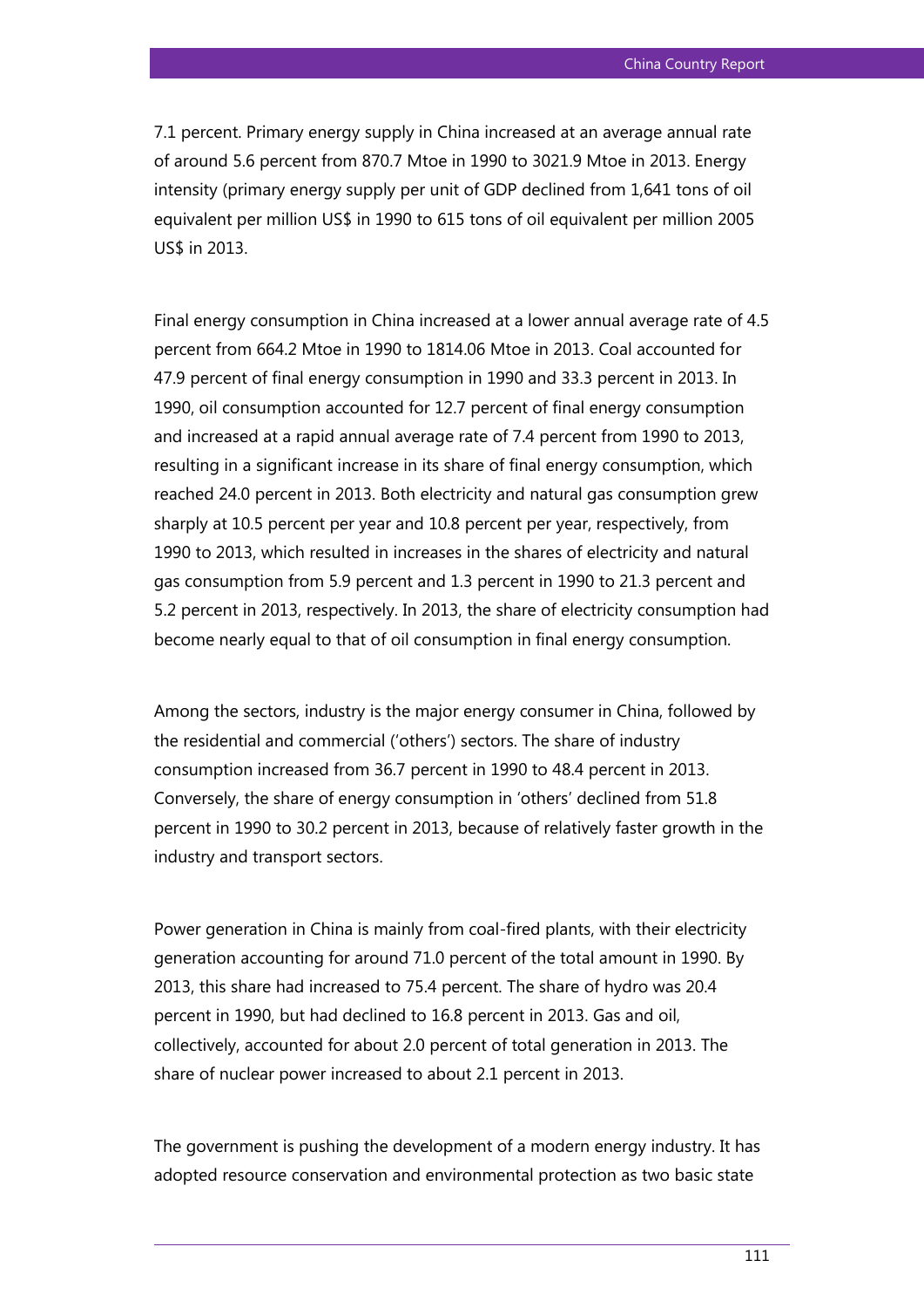7.1 percent. Primary energy supply in China increased at an average annual rate of around 5.6 percent from 870.7 Mtoe in 1990 to 3021.9 Mtoe in 2013. Energy intensity (primary energy supply per unit of GDP declined from 1,641 tons of oil equivalent per million US$ in 1990 to 615 tons of oil equivalent per million 2005 US$ in 2013.

Final energy consumption in China increased at a lower annual average rate of 4.5 percent from 664.2 Mtoe in 1990 to 1814.06 Mtoe in 2013. Coal accounted for 47.9 percent of final energy consumption in 1990 and 33.3 percent in 2013. In 1990, oil consumption accounted for 12.7 percent of final energy consumption and increased at a rapid annual average rate of 7.4 percent from 1990 to 2013, resulting in a significant increase in its share of final energy consumption, which reached 24.0 percent in 2013. Both electricity and natural gas consumption grew sharply at 10.5 percent per year and 10.8 percent per year, respectively, from 1990 to 2013, which resulted in increases in the shares of electricity and natural gas consumption from 5.9 percent and 1.3 percent in 1990 to 21.3 percent and 5.2 percent in 2013, respectively. In 2013, the share of electricity consumption had become nearly equal to that of oil consumption in final energy consumption.

Among the sectors, industry is the major energy consumer in China, followed by the residential and commercial ('others') sectors. The share of industry consumption increased from 36.7 percent in 1990 to 48.4 percent in 2013. Conversely, the share of energy consumption in 'others' declined from 51.8 percent in 1990 to 30.2 percent in 2013, because of relatively faster growth in the industry and transport sectors.

Power generation in China is mainly from coal-fired plants, with their electricity generation accounting for around 71.0 percent of the total amount in 1990. By 2013, this share had increased to 75.4 percent. The share of hydro was 20.4 percent in 1990, but had declined to 16.8 percent in 2013. Gas and oil, collectively, accounted for about 2.0 percent of total generation in 2013. The share of nuclear power increased to about 2.1 percent in 2013.

The government is pushing the development of a modern energy industry. It has adopted resource conservation and environmental protection as two basic state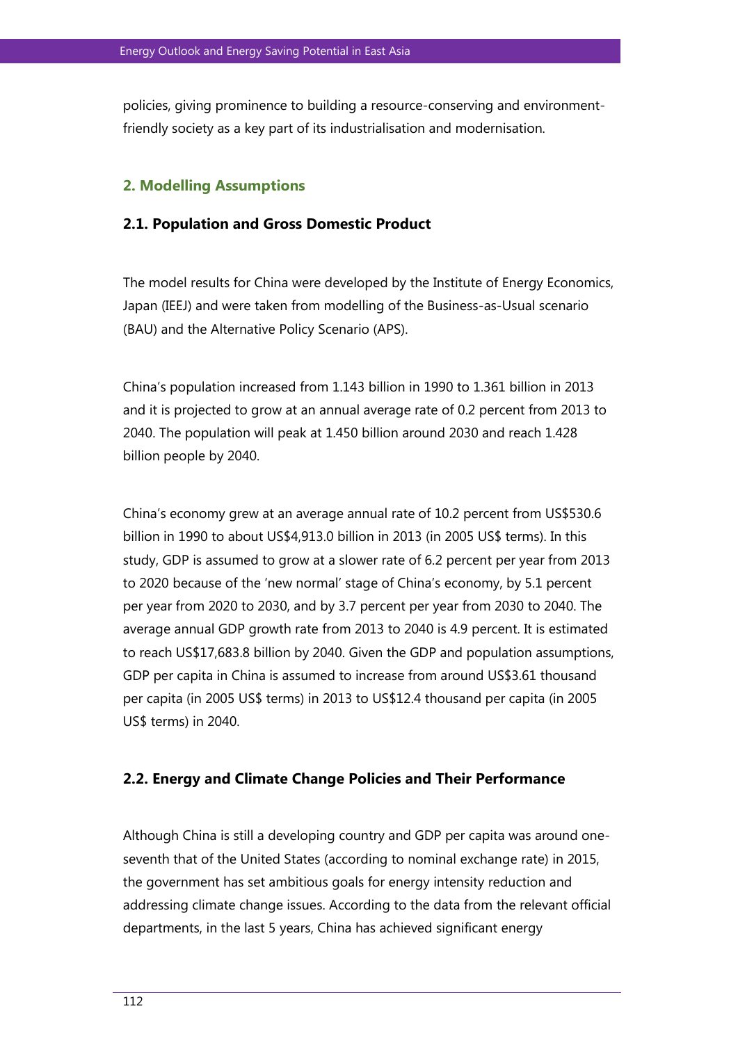policies, giving prominence to building a resource-conserving and environment-friendly society as a key part of its industrialisation and modernisation.

## 2. Modelling Assumptions

### 2.1. Population and Gross Domestic Product

The model results for China were developed by the Institute of Energy Economics, Japan (IEEJ) and were taken from modelling of the Business-as-Usual scenario (BAU) and the Alternative Policy Scenario (APS).

China's population increased from 1.143 billion in 1990 to 1.361 billion in 2013 and it is projected to grow at an annual average rate of 0.2 percent from 2013 to 2040. The population will peak at 1.450 billion around 2030 and reach 1.428 billion people by 2040.

China's economy grew at an average annual rate of 10.2 percent from US$530.6 billion in 1990 to about US$4,913.0 billion in 2013 (in 2005 US$ terms). In this study, GDP is assumed to grow at a slower rate of 6.2 percent per year from 2013 to 2020 because of the 'new normal' stage of China's economy, by 5.1 percent per year from 2020 to 2030, and by 3.7 percent per year from 2030 to 2040. The average annual GDP growth rate from 2013 to 2040 is 4.9 percent. It is estimated to reach US$17,683.8 billion by 2040. Given the GDP and population assumptions, GDP per capita in China is assumed to increase from around US$3.61 thousand per capita (in 2005 US$ terms) in 2013 to US$12.4 thousand per capita (in 2005 US$ terms) in 2040.

### 2.2. Energy and Climate Change Policies and Their Performance

Although China is still a developing country and GDP per capita was around one-seventh that of the United States (according to nominal exchange rate) in 2015, the government has set ambitious goals for energy intensity reduction and addressing climate change issues. According to the data from the relevant official departments, in the last 5 years, China has achieved significant energy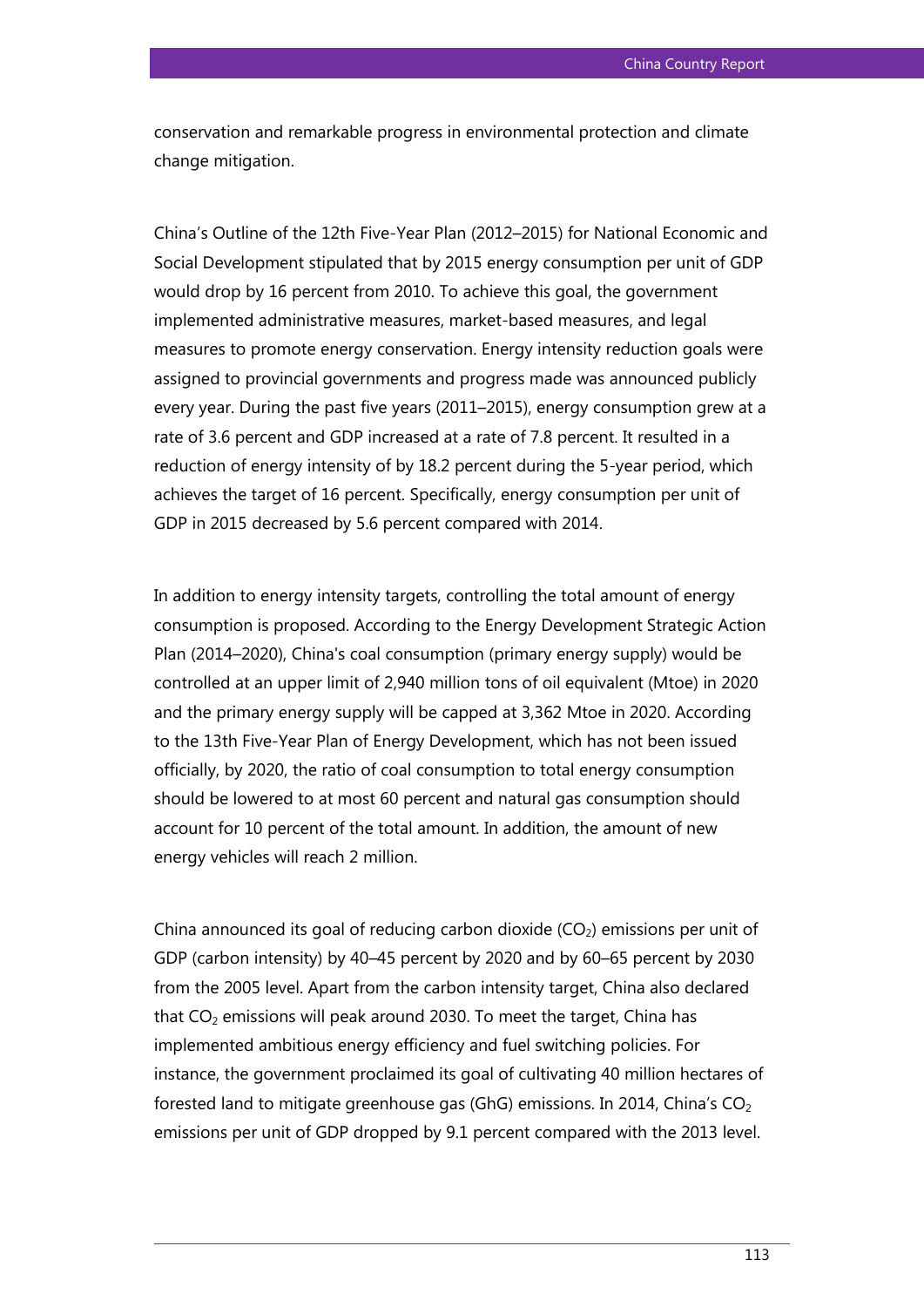conservation and remarkable progress in environmental protection and climate change mitigation.

China's Outline of the 12th Five-Year Plan (2012–2015) for National Economic and Social Development stipulated that by 2015 energy consumption per unit of GDP would drop by 16 percent from 2010. To achieve this goal, the government implemented administrative measures, market-based measures, and legal measures to promote energy conservation. Energy intensity reduction goals were assigned to provincial governments and progress made was announced publicly every year. During the past five years (2011–2015), energy consumption grew at a rate of 3.6 percent and GDP increased at a rate of 7.8 percent. It resulted in a reduction of energy intensity of by 18.2 percent during the 5-year period, which achieves the target of 16 percent. Specifically, energy consumption per unit of GDP in 2015 decreased by 5.6 percent compared with 2014.

In addition to energy intensity targets, controlling the total amount of energy consumption is proposed. According to the Energy Development Strategic Action Plan (2014–2020), China's coal consumption (primary energy supply) would be controlled at an upper limit of 2,940 million tons of oil equivalent (Mtoe) in 2020 and the primary energy supply will be capped at 3,362 Mtoe in 2020. According to the 13th Five-Year Plan of Energy Development, which has not been issued officially, by 2020, the ratio of coal consumption to total energy consumption should be lowered to at most 60 percent and natural gas consumption should account for 10 percent of the total amount. In addition, the amount of new energy vehicles will reach 2 million.

China announced its goal of reducing carbon dioxide ($CO_2$) emissions per unit of GDP (carbon intensity) by 40–45 percent by 2020 and by 60–65 percent by 2030 from the 2005 level. Apart from the carbon intensity target, China also declared that $CO_2$ emissions will peak around 2030. To meet the target, China has implemented ambitious energy efficiency and fuel switching policies. For instance, the government proclaimed its goal of cultivating 40 million hectares of forested land to mitigate greenhouse gas (GhG) emissions. In 2014, China's $CO_2$ emissions per unit of GDP dropped by 9.1 percent compared with the 2013 level.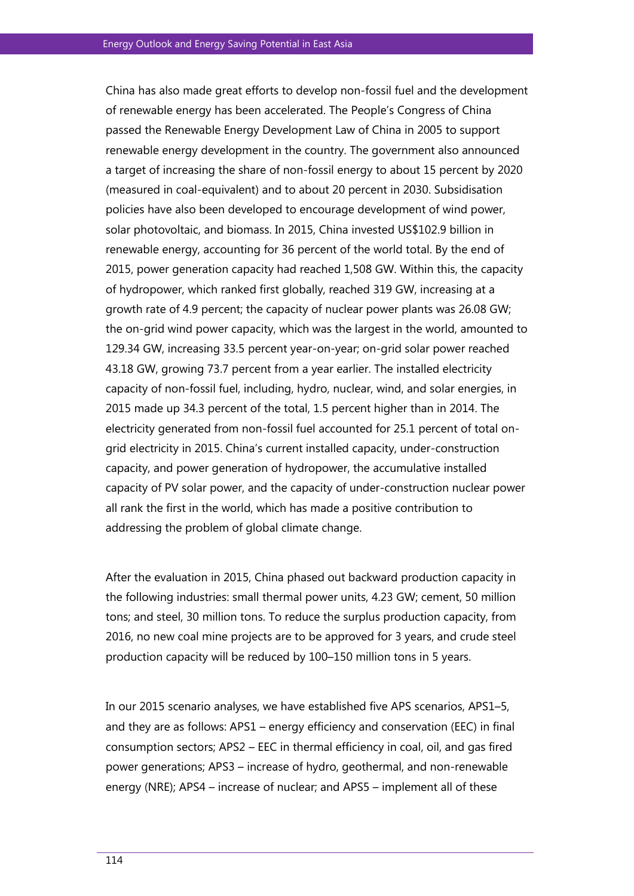China has also made great efforts to develop non-fossil fuel and the development of renewable energy has been accelerated. The People's Congress of China passed the Renewable Energy Development Law of China in 2005 to support renewable energy development in the country. The government also announced a target of increasing the share of non-fossil energy to about 15 percent by 2020 (measured in coal-equivalent) and to about 20 percent in 2030. Subsidisation policies have also been developed to encourage development of wind power, solar photovoltaic, and biomass. In 2015, China invested US$102.9 billion in renewable energy, accounting for 36 percent of the world total. By the end of 2015, power generation capacity had reached 1,508 GW. Within this, the capacity of hydropower, which ranked first globally, reached 319 GW, increasing at a growth rate of 4.9 percent; the capacity of nuclear power plants was 26.08 GW; the on-grid wind power capacity, which was the largest in the world, amounted to 129.34 GW, increasing 33.5 percent year-on-year; on-grid solar power reached 43.18 GW, growing 73.7 percent from a year earlier. The installed electricity capacity of non-fossil fuel, including, hydro, nuclear, wind, and solar energies, in 2015 made up 34.3 percent of the total, 1.5 percent higher than in 2014. The electricity generated from non-fossil fuel accounted for 25.1 percent of total on-grid electricity in 2015. China's current installed capacity, under-construction capacity, and power generation of hydropower, the accumulative installed capacity of PV solar power, and the capacity of under-construction nuclear power all rank the first in the world, which has made a positive contribution to addressing the problem of global climate change.

After the evaluation in 2015, China phased out backward production capacity in the following industries: small thermal power units, 4.23 GW; cement, 50 million tons; and steel, 30 million tons. To reduce the surplus production capacity, from 2016, no new coal mine projects are to be approved for 3 years, and crude steel production capacity will be reduced by 100–150 million tons in 5 years.

In our 2015 scenario analyses, we have established five APS scenarios, APS1–5, and they are as follows: APS1 – energy efficiency and conservation (EEC) in final consumption sectors; APS2 – EEC in thermal efficiency in coal, oil, and gas fired power generations; APS3 – increase of hydro, geothermal, and non-renewable energy (NRE); APS4 – increase of nuclear; and APS5 – implement all of these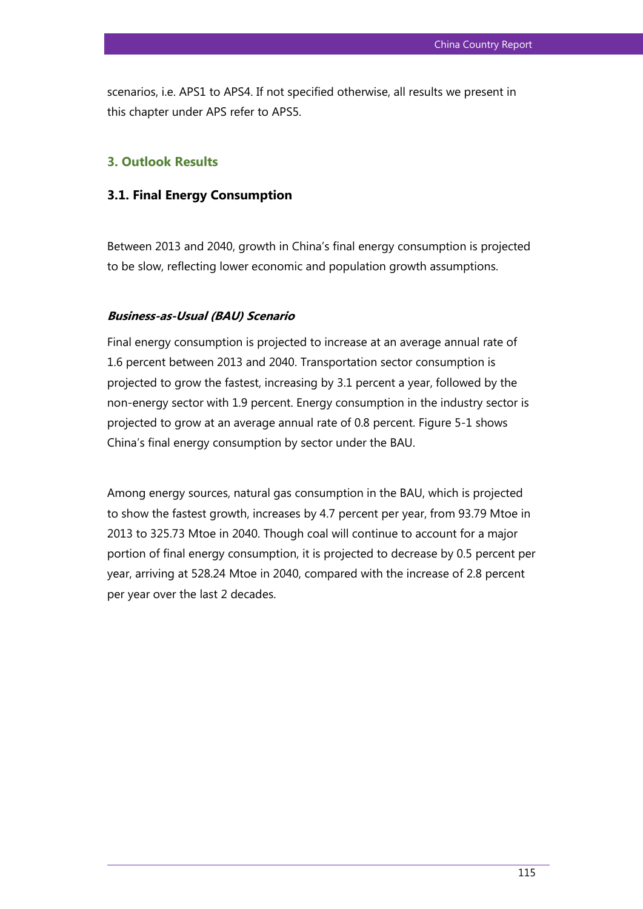scenarios, i.e. APS1 to APS4. If not specified otherwise, all results we present in this chapter under APS refer to APS5.

## 3. Outlook Results

### 3.1. Final Energy Consumption

Between 2013 and 2040, growth in China's final energy consumption is projected to be slow, reflecting lower economic and population growth assumptions.

#### *Business-as-Usual (BAU) Scenario*

Final energy consumption is projected to increase at an average annual rate of 1.6 percent between 2013 and 2040. Transportation sector consumption is projected to grow the fastest, increasing by 3.1 percent a year, followed by the non-energy sector with 1.9 percent. Energy consumption in the industry sector is projected to grow at an average annual rate of 0.8 percent. Figure 5-1 shows China's final energy consumption by sector under the BAU.

Among energy sources, natural gas consumption in the BAU, which is projected to show the fastest growth, increases by 4.7 percent per year, from 93.79 Mtoe in 2013 to 325.73 Mtoe in 2040. Though coal will continue to account for a major portion of final energy consumption, it is projected to decrease by 0.5 percent per year, arriving at 528.24 Mtoe in 2040, compared with the increase of 2.8 percent per year over the last 2 decades.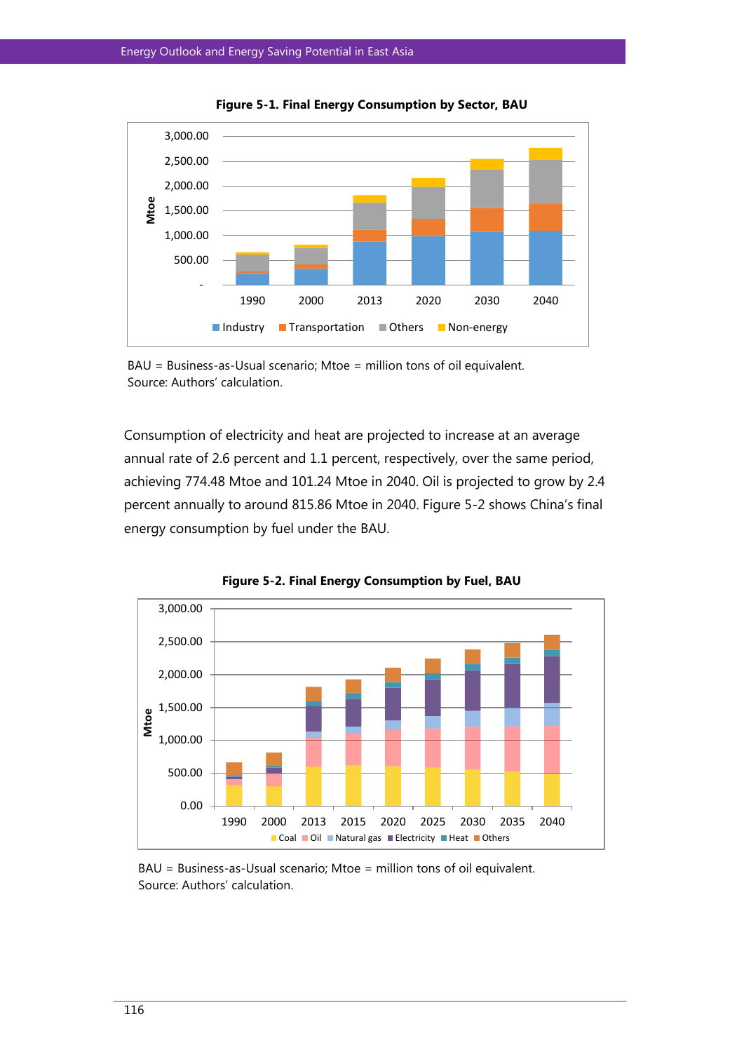**Figure 5-1. Final Energy Consumption by Sector, BAU**

BAU = Business-as-Usual scenario; Mtoe = million tons of oil equivalent.
Source: Authors' calculation.

Consumption of electricity and heat are projected to increase at an average annual rate of 2.6 percent and 1.1 percent, respectively, over the same period, achieving 774.48 Mtoe and 101.24 Mtoe in 2040. Oil is projected to grow by 2.4 percent annually to around 815.86 Mtoe in 2040. Figure 5-2 shows China's final energy consumption by fuel under the BAU.

**Figure 5-2. Final Energy Consumption by Fuel, BAU**

BAU = Business-as-Usual scenario; Mtoe = million tons of oil equivalent.
Source: Authors' calculation.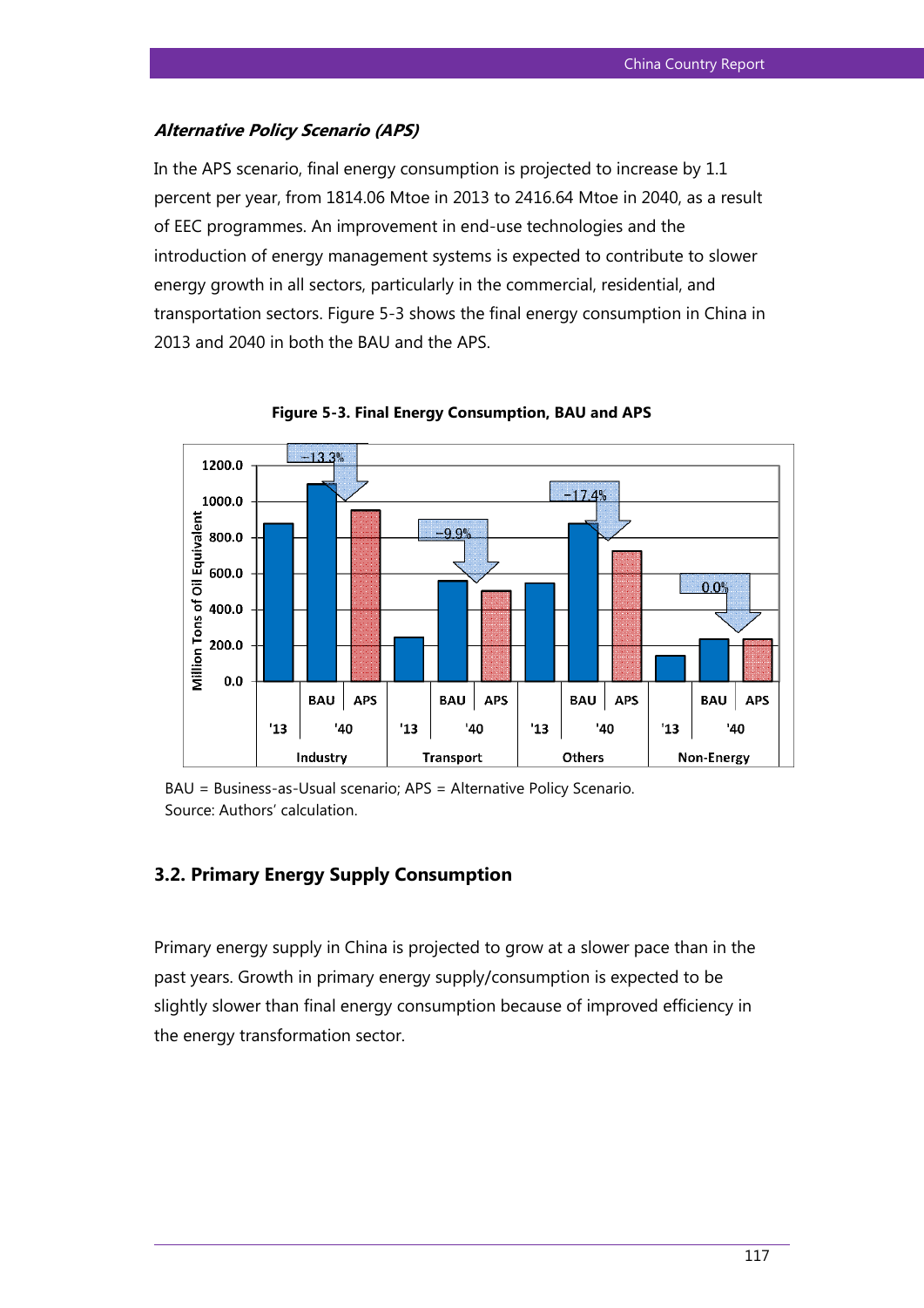***Alternative Policy Scenario (APS)***

In the APS scenario, final energy consumption is projected to increase by 1.1 percent per year, from 1814.06 Mtoe in 2013 to 2416.64 Mtoe in 2040, as a result of EEC programmes. An improvement in end-use technologies and the introduction of energy management systems is expected to contribute to slower energy growth in all sectors, particularly in the commercial, residential, and transportation sectors. Figure 5-3 shows the final energy consumption in China in 2013 and 2040 in both the BAU and the APS.

**Figure 5-3. Final Energy Consumption, BAU and APS**

BAU = Business-as-Usual scenario; APS = Alternative Policy Scenario.
Source: Authors' calculation.

### 3.2. Primary Energy Supply Consumption

Primary energy supply in China is projected to grow at a slower pace than in the past years. Growth in primary energy supply/consumption is expected to be slightly slower than final energy consumption because of improved efficiency in the energy transformation sector.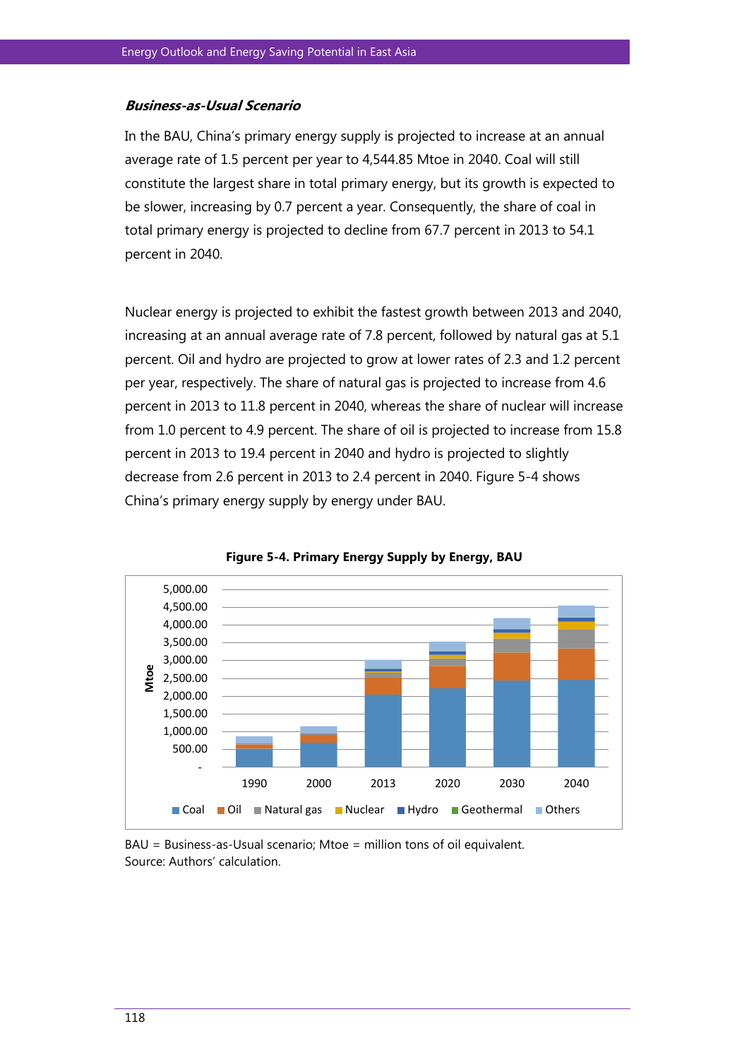***Business-as-Usual Scenario***

In the BAU, China's primary energy supply is projected to increase at an annual average rate of 1.5 percent per year to 4,544.85 Mtoe in 2040. Coal will still constitute the largest share in total primary energy, but its growth is expected to be slower, increasing by 0.7 percent a year. Consequently, the share of coal in total primary energy is projected to decline from 67.7 percent in 2013 to 54.1 percent in 2040.

Nuclear energy is projected to exhibit the fastest growth between 2013 and 2040, increasing at an annual average rate of 7.8 percent, followed by natural gas at 5.1 percent. Oil and hydro are projected to grow at lower rates of 2.3 and 1.2 percent per year, respectively. The share of natural gas is projected to increase from 4.6 percent in 2013 to 11.8 percent in 2040, whereas the share of nuclear will increase from 1.0 percent to 4.9 percent. The share of oil is projected to increase from 15.8 percent in 2013 to 19.4 percent in 2040 and hydro is projected to slightly decrease from 2.6 percent in 2013 to 2.4 percent in 2040. Figure 5-4 shows China's primary energy supply by energy under BAU.

**Figure 5-4. Primary Energy Supply by Energy, BAU**

BAU = Business-as-Usual scenario; Mtoe = million tons of oil equivalent.
Source: Authors' calculation.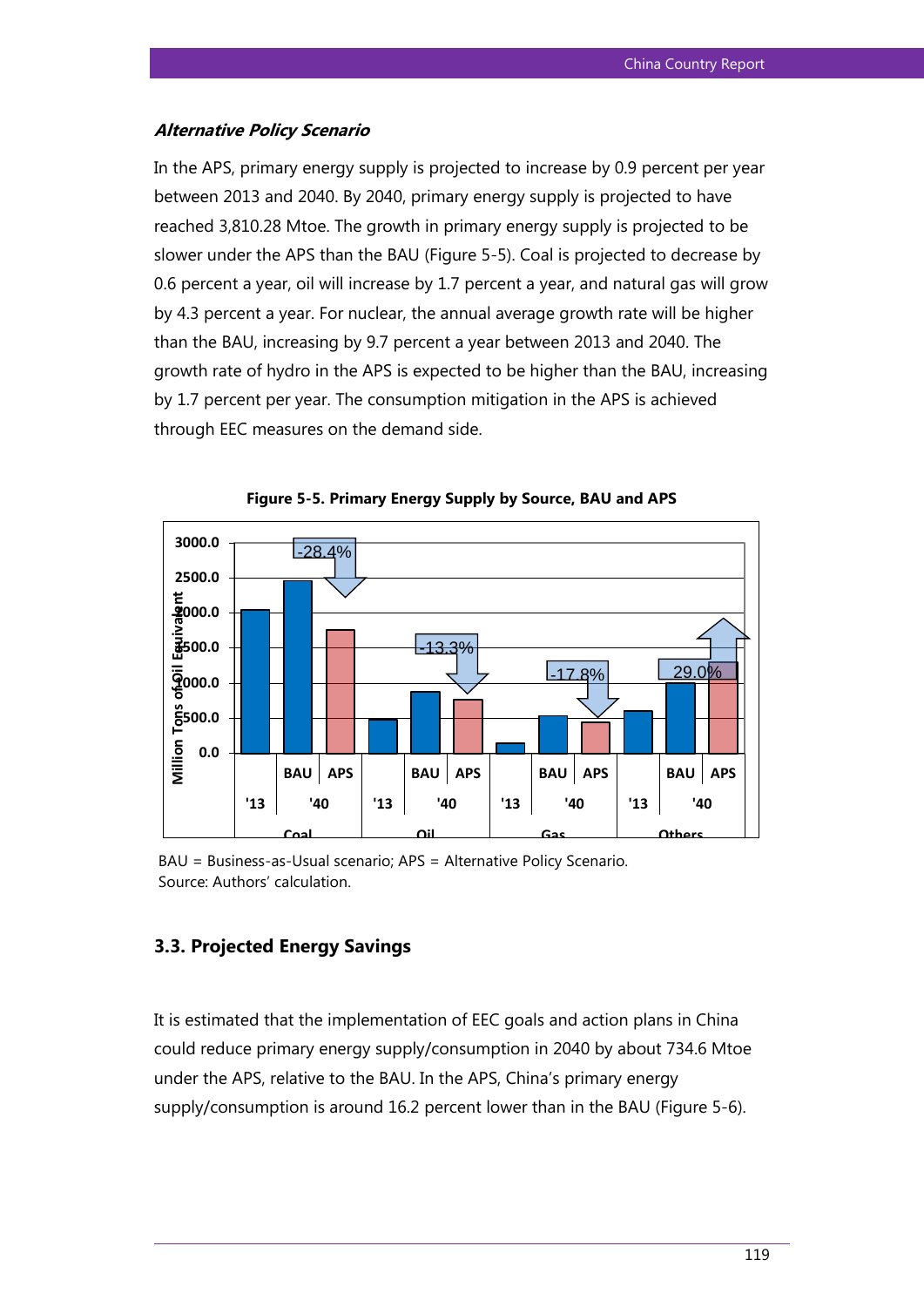### *Alternative Policy Scenario*

In the APS, primary energy supply is projected to increase by 0.9 percent per year between 2013 and 2040. By 2040, primary energy supply is projected to have reached 3,810.28 Mtoe. The growth in primary energy supply is projected to be slower under the APS than the BAU (Figure 5-5). Coal is projected to decrease by 0.6 percent a year, oil will increase by 1.7 percent a year, and natural gas will grow by 4.3 percent a year. For nuclear, the annual average growth rate will be higher than the BAU, increasing by 9.7 percent a year between 2013 and 2040. The growth rate of hydro in the APS is expected to be higher than the BAU, increasing by 1.7 percent per year. The consumption mitigation in the APS is achieved through EEC measures on the demand side.

**Figure 5-5. Primary Energy Supply by Source, BAU and APS**

BAU = Business-as-Usual scenario; APS = Alternative Policy Scenario.
Source: Authors' calculation.

## 3.3. Projected Energy Savings

It is estimated that the implementation of EEC goals and action plans in China could reduce primary energy supply/consumption in 2040 by about 734.6 Mtoe under the APS, relative to the BAU. In the APS, China's primary energy supply/consumption is around 16.2 percent lower than in the BAU (Figure 5-6).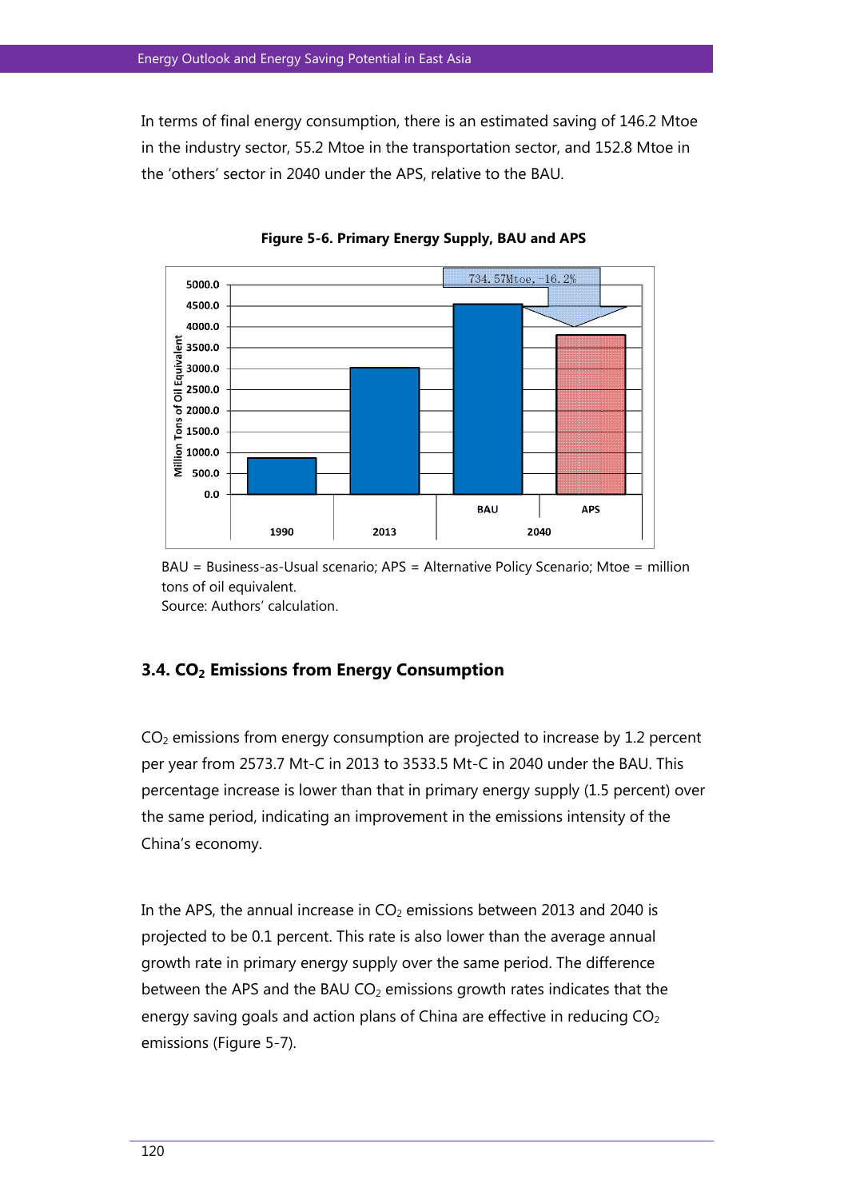In terms of final energy consumption, there is an estimated saving of 146.2 Mtoe in the industry sector, 55.2 Mtoe in the transportation sector, and 152.8 Mtoe in the 'others' sector in 2040 under the APS, relative to the BAU.

**Figure 5-6. Primary Energy Supply, BAU and APS**

BAU = Business-as-Usual scenario; APS = Alternative Policy Scenario; Mtoe = million tons of oil equivalent.
Source: Authors' calculation.

### 3.4. $CO_2$ Emissions from Energy Consumption

$CO_2$ emissions from energy consumption are projected to increase by 1.2 percent per year from 2573.7 Mt-C in 2013 to 3533.5 Mt-C in 2040 under the BAU. This percentage increase is lower than that in primary energy supply (1.5 percent) over the same period, indicating an improvement in the emissions intensity of the China's economy.

In the APS, the annual increase in $CO_2$ emissions between 2013 and 2040 is projected to be 0.1 percent. This rate is also lower than the average annual growth rate in primary energy supply over the same period. The difference between the APS and the BAU $CO_2$ emissions growth rates indicates that the energy saving goals and action plans of China are effective in reducing $CO_2$ emissions (Figure 5-7).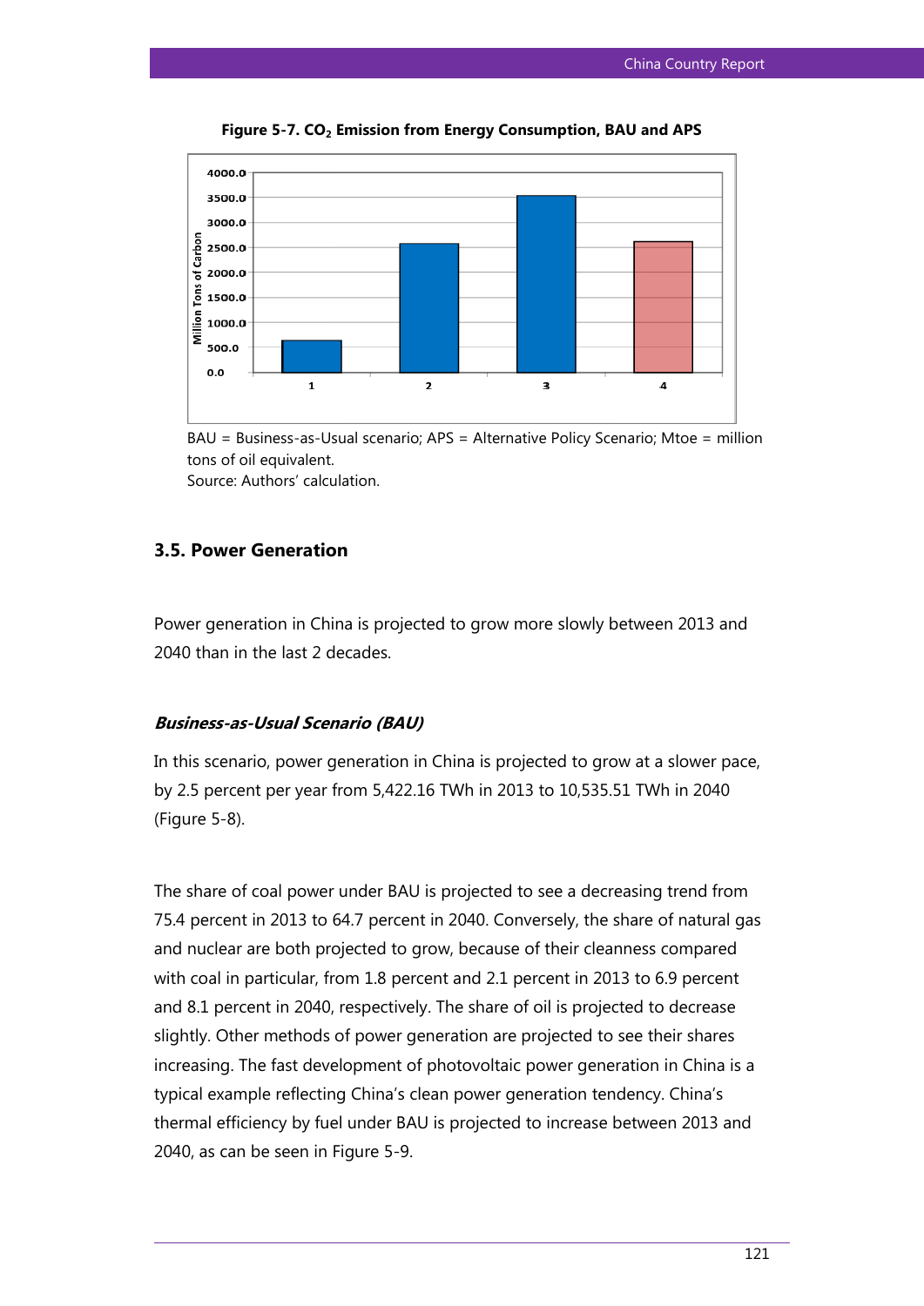**Figure 5-7. $CO_2$ Emission from Energy Consumption, BAU and APS**

BAU = Business-as-Usual scenario; APS = Alternative Policy Scenario; Mtoe = million tons of oil equivalent.
Source: Authors' calculation.

### 3.5. Power Generation

Power generation in China is projected to grow more slowly between 2013 and 2040 than in the last 2 decades.

***Business-as-Usual Scenario (BAU)***

In this scenario, power generation in China is projected to grow at a slower pace, by 2.5 percent per year from 5,422.16 TWh in 2013 to 10,535.51 TWh in 2040 (Figure 5-8).

The share of coal power under BAU is projected to see a decreasing trend from 75.4 percent in 2013 to 64.7 percent in 2040. Conversely, the share of natural gas and nuclear are both projected to grow, because of their cleanness compared with coal in particular, from 1.8 percent and 2.1 percent in 2013 to 6.9 percent and 8.1 percent in 2040, respectively. The share of oil is projected to decrease slightly. Other methods of power generation are projected to see their shares increasing. The fast development of photovoltaic power generation in China is a typical example reflecting China's clean power generation tendency. China's thermal efficiency by fuel under BAU is projected to increase between 2013 and 2040, as can be seen in Figure 5-9.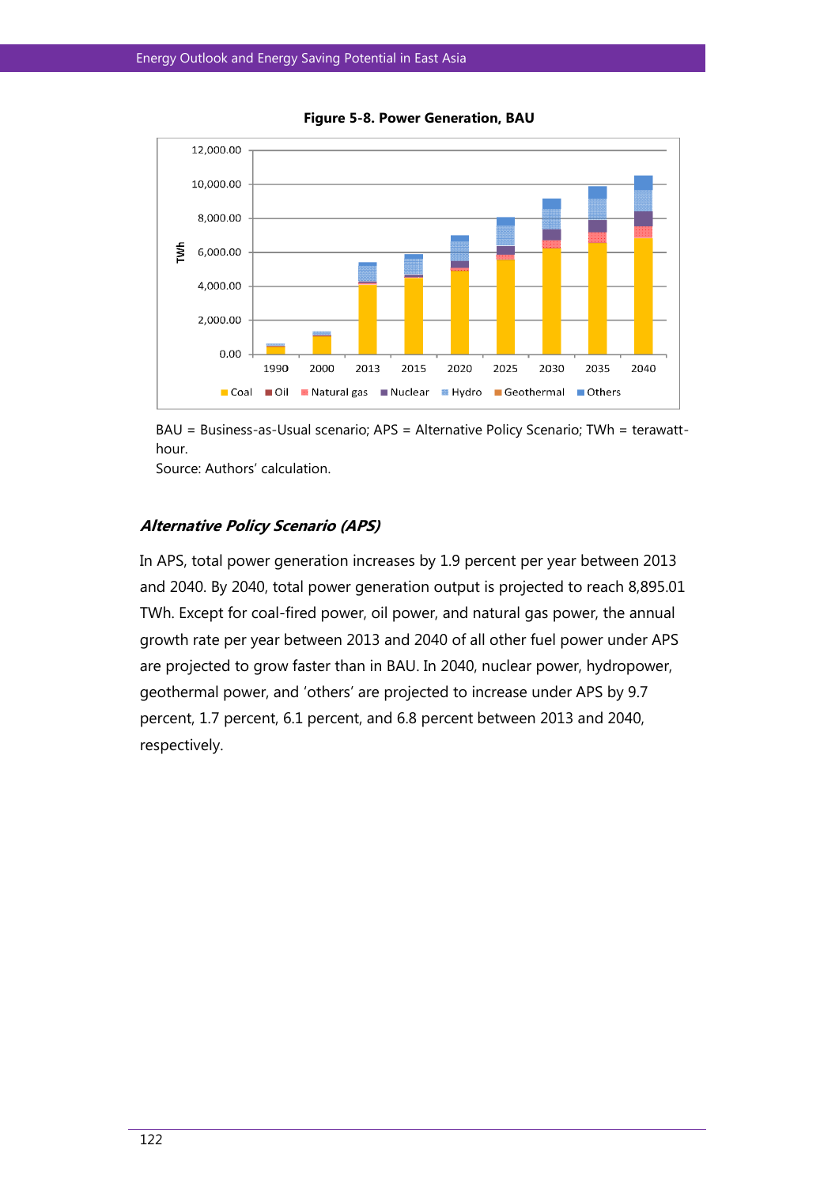**Figure 5-8. Power Generation, BAU**

BAU = Business-as-Usual scenario; APS = Alternative Policy Scenario; TWh = terawatt-hour.

Source: Authors' calculation.

### *Alternative Policy Scenario (APS)*

In APS, total power generation increases by 1.9 percent per year between 2013 and 2040. By 2040, total power generation output is projected to reach 8,895.01 TWh. Except for coal-fired power, oil power, and natural gas power, the annual growth rate per year between 2013 and 2040 of all other fuel power under APS are projected to grow faster than in BAU. In 2040, nuclear power, hydropower, geothermal power, and 'others' are projected to increase under APS by 9.7 percent, 1.7 percent, 6.1 percent, and 6.8 percent between 2013 and 2040, respectively.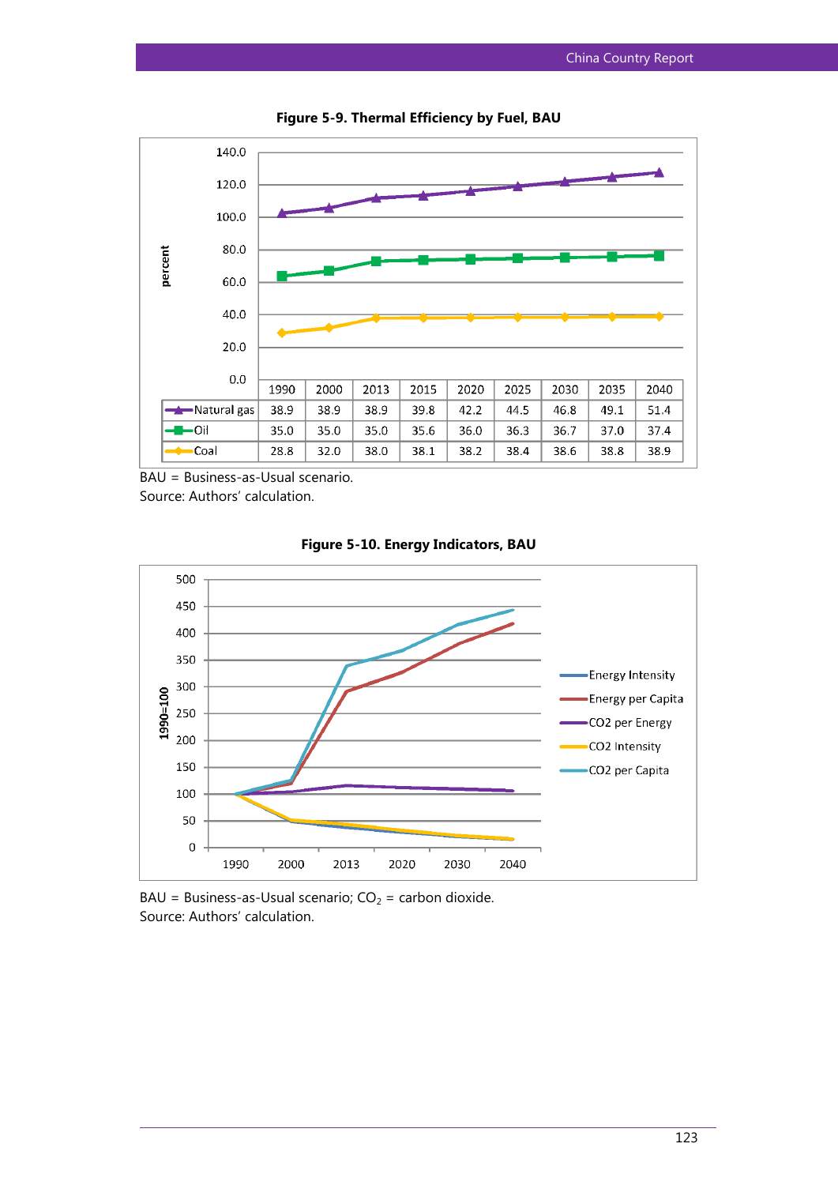**Figure 5-9. Thermal Efficiency by Fuel, BAU**

| | 1990 | 2000 | 2013 | 2015 | 2020 | 2025 | 2030 | 2035 | 2040 |
|---|---|---|---|---|---|---|---|---|---|
| Natural gas | 38.9 | 38.9 | 38.9 | 39.8 | 42.2 | 44.5 | 46.8 | 49.1 | 51.4 |
| Oil | 35.0 | 35.0 | 35.0 | 35.6 | 36.0 | 36.3 | 36.7 | 37.0 | 37.4 |
| Coal | 28.8 | 32.0 | 38.0 | 38.1 | 38.2 | 38.4 | 38.6 | 38.8 | 38.9 |

BAU = Business-as-Usual scenario.
Source: Authors' calculation.

**Figure 5-10. Energy Indicators, BAU**

BAU = Business-as-Usual scenario; $CO_2$ = carbon dioxide.
Source: Authors' calculation.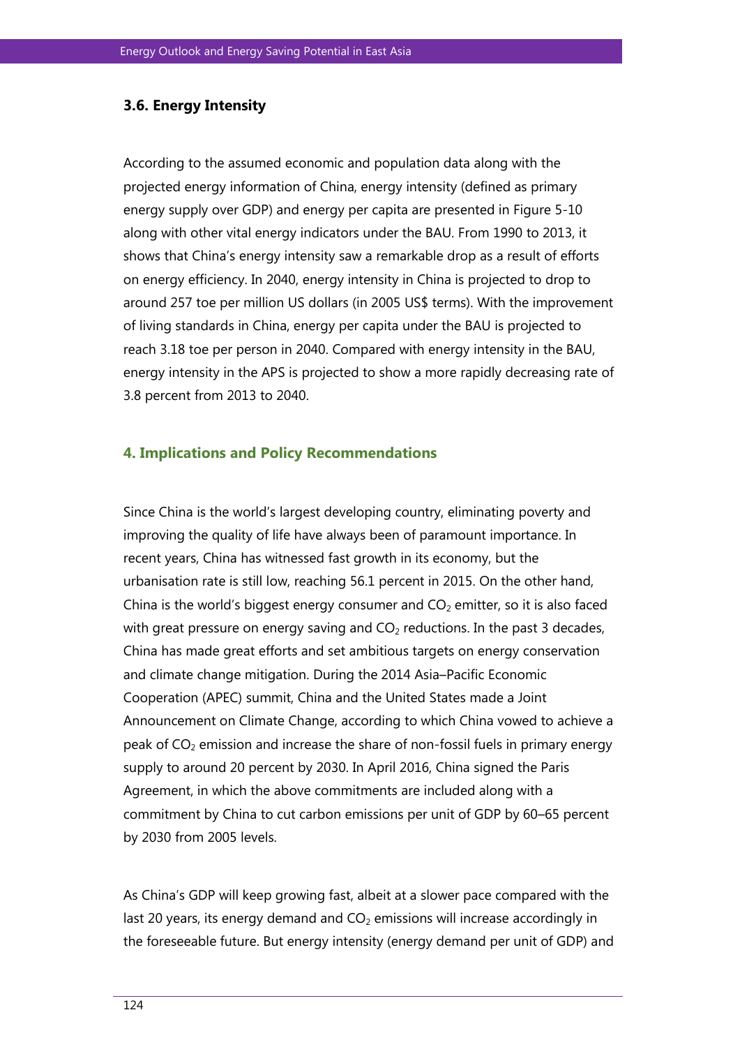### 3.6. Energy Intensity

According to the assumed economic and population data along with the projected energy information of China, energy intensity (defined as primary energy supply over GDP) and energy per capita are presented in Figure 5-10 along with other vital energy indicators under the BAU. From 1990 to 2013, it shows that China's energy intensity saw a remarkable drop as a result of efforts on energy efficiency. In 2040, energy intensity in China is projected to drop to around 257 toe per million US dollars (in 2005 US$ terms). With the improvement of living standards in China, energy per capita under the BAU is projected to reach 3.18 toe per person in 2040. Compared with energy intensity in the BAU, energy intensity in the APS is projected to show a more rapidly decreasing rate of 3.8 percent from 2013 to 2040.

## 4. Implications and Policy Recommendations

Since China is the world's largest developing country, eliminating poverty and improving the quality of life have always been of paramount importance. In recent years, China has witnessed fast growth in its economy, but the urbanisation rate is still low, reaching 56.1 percent in 2015. On the other hand, China is the world's biggest energy consumer and $CO_2$ emitter, so it is also faced with great pressure on energy saving and $CO_2$ reductions. In the past 3 decades, China has made great efforts and set ambitious targets on energy conservation and climate change mitigation. During the 2014 Asia–Pacific Economic Cooperation (APEC) summit, China and the United States made a Joint Announcement on Climate Change, according to which China vowed to achieve a peak of $CO_2$ emission and increase the share of non-fossil fuels in primary energy supply to around 20 percent by 2030. In April 2016, China signed the Paris Agreement, in which the above commitments are included along with a commitment by China to cut carbon emissions per unit of GDP by 60–65 percent by 2030 from 2005 levels.

As China's GDP will keep growing fast, albeit at a slower pace compared with the last 20 years, its energy demand and $CO_2$ emissions will increase accordingly in the foreseeable future. But energy intensity (energy demand per unit of GDP) and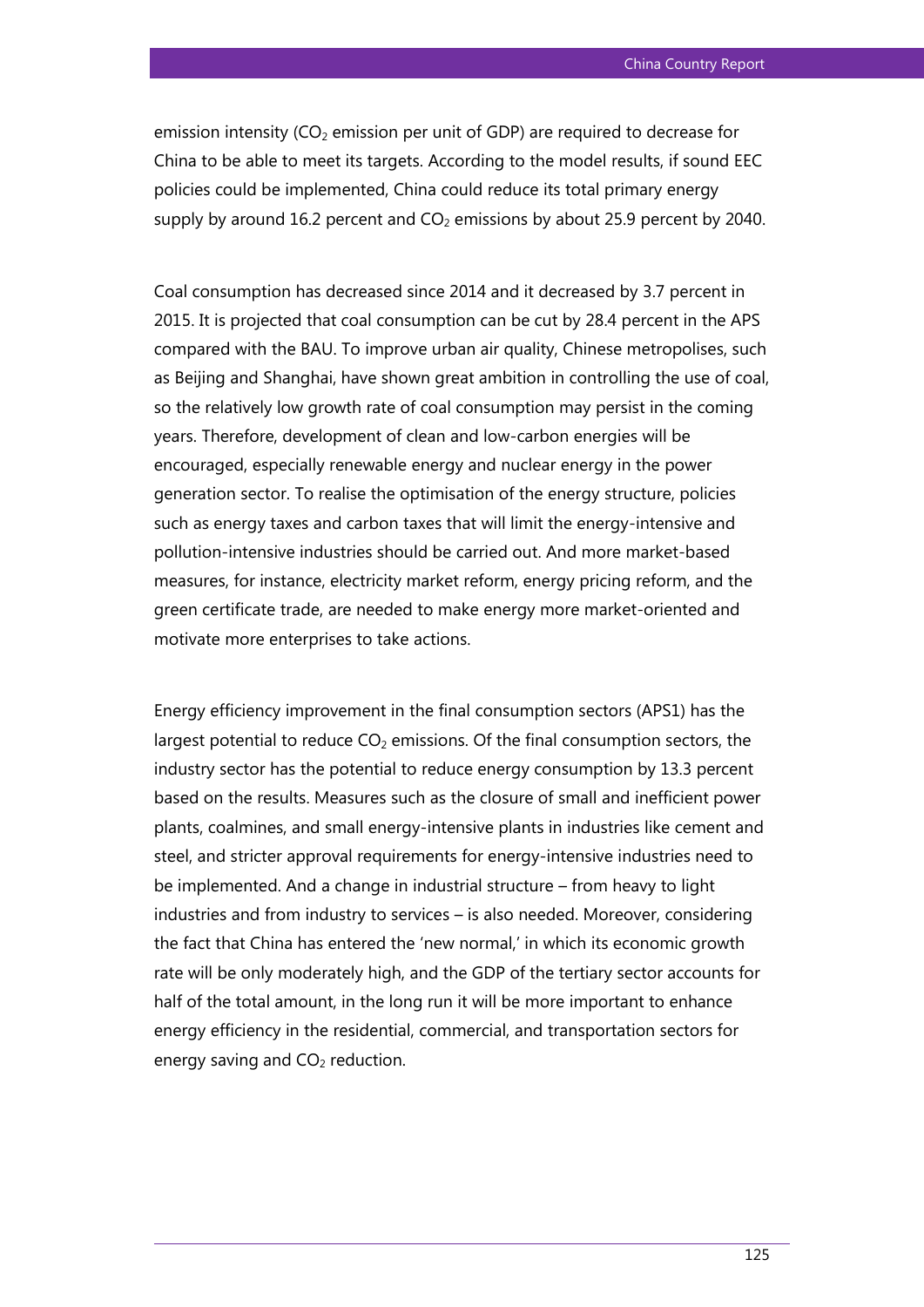emission intensity ($CO_2$ emission per unit of GDP) are required to decrease for China to be able to meet its targets. According to the model results, if sound EEC policies could be implemented, China could reduce its total primary energy supply by around 16.2 percent and $CO_2$ emissions by about 25.9 percent by 2040.

Coal consumption has decreased since 2014 and it decreased by 3.7 percent in 2015. It is projected that coal consumption can be cut by 28.4 percent in the APS compared with the BAU. To improve urban air quality, Chinese metropolises, such as Beijing and Shanghai, have shown great ambition in controlling the use of coal, so the relatively low growth rate of coal consumption may persist in the coming years. Therefore, development of clean and low-carbon energies will be encouraged, especially renewable energy and nuclear energy in the power generation sector. To realise the optimisation of the energy structure, policies such as energy taxes and carbon taxes that will limit the energy-intensive and pollution-intensive industries should be carried out. And more market-based measures, for instance, electricity market reform, energy pricing reform, and the green certificate trade, are needed to make energy more market-oriented and motivate more enterprises to take actions.

Energy efficiency improvement in the final consumption sectors (APS1) has the largest potential to reduce $CO_2$ emissions. Of the final consumption sectors, the industry sector has the potential to reduce energy consumption by 13.3 percent based on the results. Measures such as the closure of small and inefficient power plants, coalmines, and small energy-intensive plants in industries like cement and steel, and stricter approval requirements for energy-intensive industries need to be implemented. And a change in industrial structure – from heavy to light industries and from industry to services – is also needed. Moreover, considering the fact that China has entered the 'new normal,' in which its economic growth rate will be only moderately high, and the GDP of the tertiary sector accounts for half of the total amount, in the long run it will be more important to enhance energy efficiency in the residential, commercial, and transportation sectors for energy saving and $CO_2$ reduction.